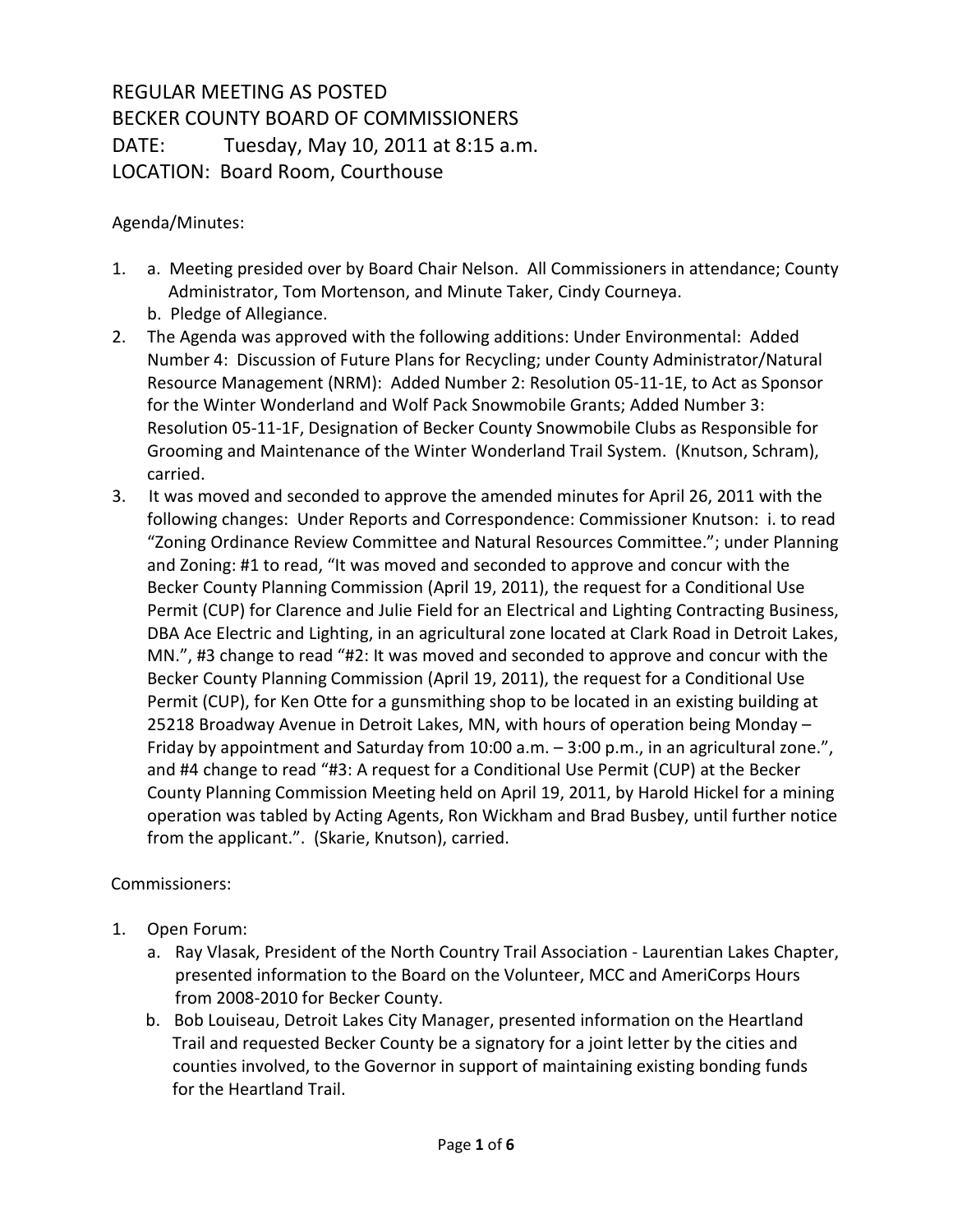# REGULAR MEETING AS POSTED
# BECKER COUNTY BOARD OF COMMISSIONERS
# DATE: Tuesday, May 10, 2011 at 8:15 a.m.
# LOCATION: Board Room, Courthouse

Agenda/Minutes:

1. a. Meeting presided over by Board Chair Nelson. All Commissioners in attendance; County Administrator, Tom Mortenson, and Minute Taker, Cindy Courneya.
   b. Pledge of Allegiance.
2. The Agenda was approved with the following additions: Under Environmental: Added Number 4: Discussion of Future Plans for Recycling; under County Administrator/Natural Resource Management (NRM): Added Number 2: Resolution 05-11-1E, to Act as Sponsor for the Winter Wonderland and Wolf Pack Snowmobile Grants; Added Number 3: Resolution 05-11-1F, Designation of Becker County Snowmobile Clubs as Responsible for Grooming and Maintenance of the Winter Wonderland Trail System. (Knutson, Schram), carried.
3. It was moved and seconded to approve the amended minutes for April 26, 2011 with the following changes: Under Reports and Correspondence: Commissioner Knutson: i. to read "Zoning Ordinance Review Committee and Natural Resources Committee."; under Planning and Zoning: #1 to read, "It was moved and seconded to approve and concur with the Becker County Planning Commission (April 19, 2011), the request for a Conditional Use Permit (CUP) for Clarence and Julie Field for an Electrical and Lighting Contracting Business, DBA Ace Electric and Lighting, in an agricultural zone located at Clark Road in Detroit Lakes, MN.", #3 change to read "#2: It was moved and seconded to approve and concur with the Becker County Planning Commission (April 19, 2011), the request for a Conditional Use Permit (CUP), for Ken Otte for a gunsmithing shop to be located in an existing building at 25218 Broadway Avenue in Detroit Lakes, MN, with hours of operation being Monday – Friday by appointment and Saturday from 10:00 a.m. – 3:00 p.m., in an agricultural zone.", and #4 change to read "#3: A request for a Conditional Use Permit (CUP) at the Becker County Planning Commission Meeting held on April 19, 2011, by Harold Hickel for a mining operation was tabled by Acting Agents, Ron Wickham and Brad Busbey, until further notice from the applicant.". (Skarie, Knutson), carried.

Commissioners:

1. Open Forum:
   a. Ray Vlasak, President of the North Country Trail Association - Laurentian Lakes Chapter, presented information to the Board on the Volunteer, MCC and AmeriCorps Hours from 2008-2010 for Becker County.
   b. Bob Louiseau, Detroit Lakes City Manager, presented information on the Heartland Trail and requested Becker County be a signatory for a joint letter by the cities and counties involved, to the Governor in support of maintaining existing bonding funds for the Heartland Trail.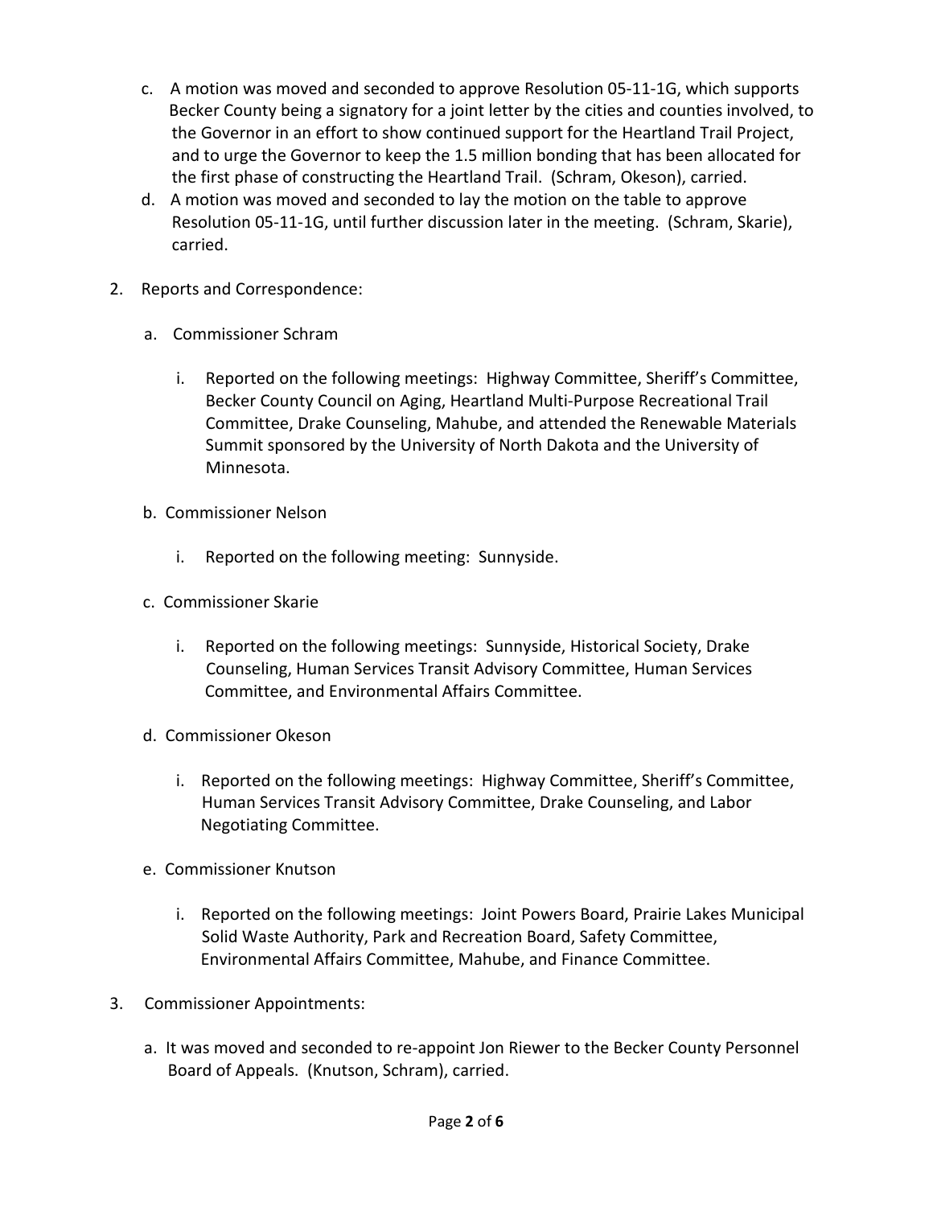c. A motion was moved and seconded to approve Resolution 05-11-1G, which supports Becker County being a signatory for a joint letter by the cities and counties involved, to the Governor in an effort to show continued support for the Heartland Trail Project, and to urge the Governor to keep the 1.5 million bonding that has been allocated for the first phase of constructing the Heartland Trail. (Schram, Okeson), carried.

d. A motion was moved and seconded to lay the motion on the table to approve Resolution 05-11-1G, until further discussion later in the meeting. (Schram, Skarie), carried.

2. Reports and Correspondence:

   a. Commissioner Schram

      i. Reported on the following meetings: Highway Committee, Sheriff's Committee, Becker County Council on Aging, Heartland Multi-Purpose Recreational Trail Committee, Drake Counseling, Mahube, and attended the Renewable Materials Summit sponsored by the University of North Dakota and the University of Minnesota.

   b. Commissioner Nelson

      i. Reported on the following meeting: Sunnyside.

   c. Commissioner Skarie

      i. Reported on the following meetings: Sunnyside, Historical Society, Drake Counseling, Human Services Transit Advisory Committee, Human Services Committee, and Environmental Affairs Committee.

   d. Commissioner Okeson

      i. Reported on the following meetings: Highway Committee, Sheriff's Committee, Human Services Transit Advisory Committee, Drake Counseling, and Labor Negotiating Committee.

   e. Commissioner Knutson

      i. Reported on the following meetings: Joint Powers Board, Prairie Lakes Municipal Solid Waste Authority, Park and Recreation Board, Safety Committee, Environmental Affairs Committee, Mahube, and Finance Committee.

3. Commissioner Appointments:

   a. It was moved and seconded to re-appoint Jon Riewer to the Becker County Personnel Board of Appeals. (Knutson, Schram), carried.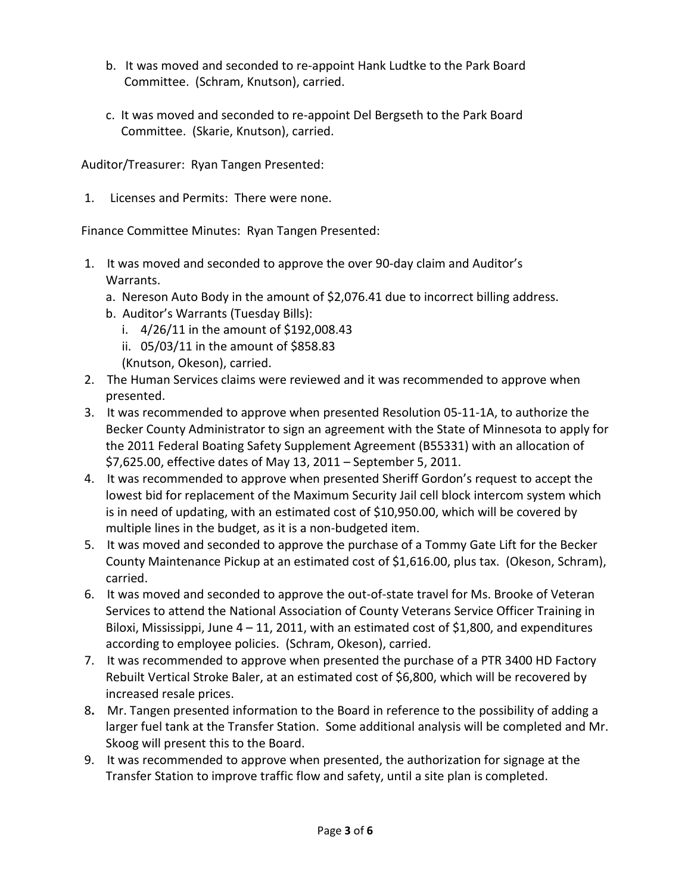b. It was moved and seconded to re-appoint Hank Ludtke to the Park Board Committee. (Schram, Knutson), carried.

c. It was moved and seconded to re-appoint Del Bergseth to the Park Board Committee. (Skarie, Knutson), carried.

Auditor/Treasurer: Ryan Tangen Presented:

1. Licenses and Permits: There were none.

Finance Committee Minutes: Ryan Tangen Presented:

1. It was moved and seconded to approve the over 90-day claim and Auditor's Warrants.
   a. Nereson Auto Body in the amount of $2,076.41 due to incorrect billing address.
   b. Auditor's Warrants (Tuesday Bills):
      i. 4/26/11 in the amount of $192,008.43
      ii. 05/03/11 in the amount of $858.83
      (Knutson, Okeson), carried.
2. The Human Services claims were reviewed and it was recommended to approve when presented.
3. It was recommended to approve when presented Resolution 05-11-1A, to authorize the Becker County Administrator to sign an agreement with the State of Minnesota to apply for the 2011 Federal Boating Safety Supplement Agreement (B55331) with an allocation of $7,625.00, effective dates of May 13, 2011 – September 5, 2011.
4. It was recommended to approve when presented Sheriff Gordon's request to accept the lowest bid for replacement of the Maximum Security Jail cell block intercom system which is in need of updating, with an estimated cost of $10,950.00, which will be covered by multiple lines in the budget, as it is a non-budgeted item.
5. It was moved and seconded to approve the purchase of a Tommy Gate Lift for the Becker County Maintenance Pickup at an estimated cost of $1,616.00, plus tax. (Okeson, Schram), carried.
6. It was moved and seconded to approve the out-of-state travel for Ms. Brooke of Veteran Services to attend the National Association of County Veterans Service Officer Training in Biloxi, Mississippi, June 4 – 11, 2011, with an estimated cost of $1,800, and expenditures according to employee policies. (Schram, Okeson), carried.
7. It was recommended to approve when presented the purchase of a PTR 3400 HD Factory Rebuilt Vertical Stroke Baler, at an estimated cost of $6,800, which will be recovered by increased resale prices.
8. Mr. Tangen presented information to the Board in reference to the possibility of adding a larger fuel tank at the Transfer Station. Some additional analysis will be completed and Mr. Skoog will present this to the Board.
9. It was recommended to approve when presented, the authorization for signage at the Transfer Station to improve traffic flow and safety, until a site plan is completed.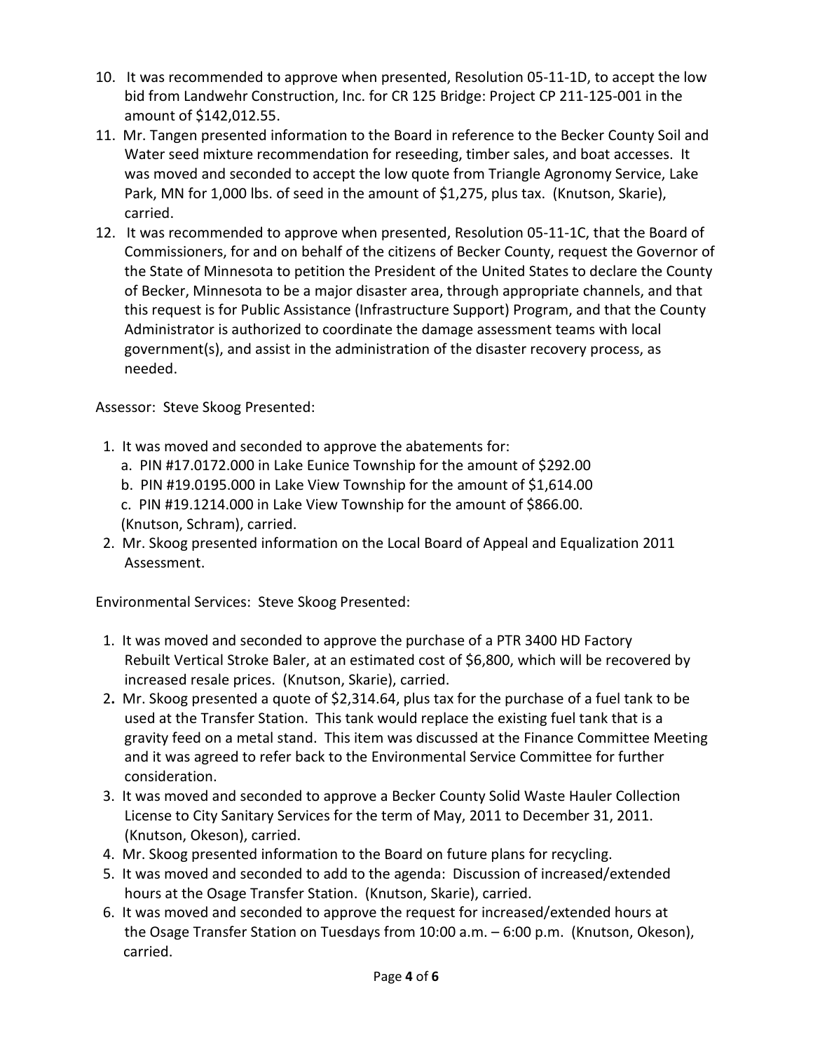10. It was recommended to approve when presented, Resolution 05-11-1D, to accept the low bid from Landwehr Construction, Inc. for CR 125 Bridge: Project CP 211-125-001 in the amount of $142,012.55.
11. Mr. Tangen presented information to the Board in reference to the Becker County Soil and Water seed mixture recommendation for reseeding, timber sales, and boat accesses. It was moved and seconded to accept the low quote from Triangle Agronomy Service, Lake Park, MN for 1,000 lbs. of seed in the amount of $1,275, plus tax. (Knutson, Skarie), carried.
12. It was recommended to approve when presented, Resolution 05-11-1C, that the Board of Commissioners, for and on behalf of the citizens of Becker County, request the Governor of the State of Minnesota to petition the President of the United States to declare the County of Becker, Minnesota to be a major disaster area, through appropriate channels, and that this request is for Public Assistance (Infrastructure Support) Program, and that the County Administrator is authorized to coordinate the damage assessment teams with local government(s), and assist in the administration of the disaster recovery process, as needed.

Assessor: Steve Skoog Presented:

1. It was moved and seconded to approve the abatements for:
   a. PIN #17.0172.000 in Lake Eunice Township for the amount of $292.00
   b. PIN #19.0195.000 in Lake View Township for the amount of $1,614.00
   c. PIN #19.1214.000 in Lake View Township for the amount of $866.00.
   (Knutson, Schram), carried.
2. Mr. Skoog presented information on the Local Board of Appeal and Equalization 2011 Assessment.

Environmental Services: Steve Skoog Presented:

1. It was moved and seconded to approve the purchase of a PTR 3400 HD Factory Rebuilt Vertical Stroke Baler, at an estimated cost of $6,800, which will be recovered by increased resale prices. (Knutson, Skarie), carried.
2. Mr. Skoog presented a quote of $2,314.64, plus tax for the purchase of a fuel tank to be used at the Transfer Station. This tank would replace the existing fuel tank that is a gravity feed on a metal stand. This item was discussed at the Finance Committee Meeting and it was agreed to refer back to the Environmental Service Committee for further consideration.
3. It was moved and seconded to approve a Becker County Solid Waste Hauler Collection License to City Sanitary Services for the term of May, 2011 to December 31, 2011. (Knutson, Okeson), carried.
4. Mr. Skoog presented information to the Board on future plans for recycling.
5. It was moved and seconded to add to the agenda: Discussion of increased/extended hours at the Osage Transfer Station. (Knutson, Skarie), carried.
6. It was moved and seconded to approve the request for increased/extended hours at the Osage Transfer Station on Tuesdays from 10:00 a.m. – 6:00 p.m. (Knutson, Okeson), carried.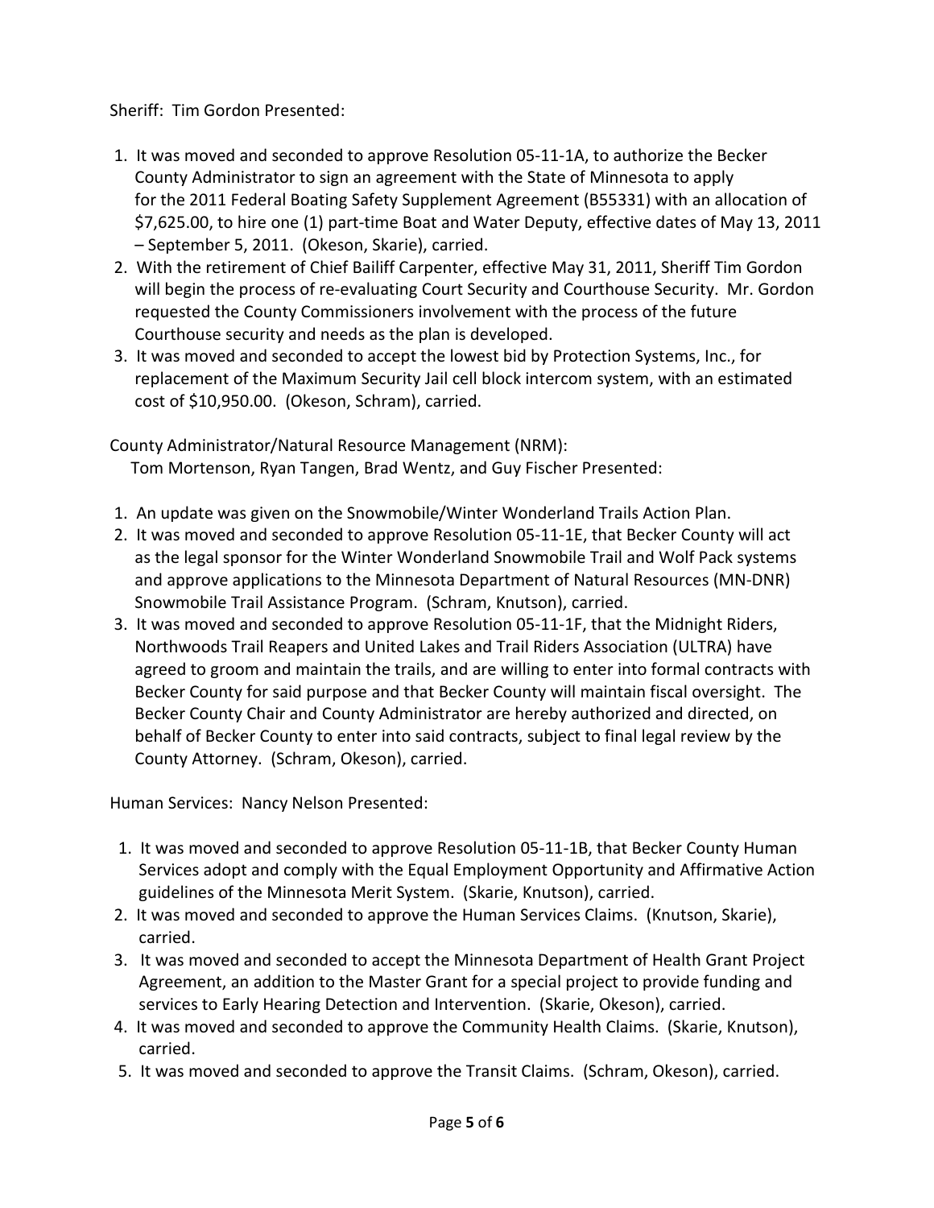Sheriff: Tim Gordon Presented:

1. It was moved and seconded to approve Resolution 05-11-1A, to authorize the Becker County Administrator to sign an agreement with the State of Minnesota to apply for the 2011 Federal Boating Safety Supplement Agreement (B55331) with an allocation of $7,625.00, to hire one (1) part-time Boat and Water Deputy, effective dates of May 13, 2011 – September 5, 2011. (Okeson, Skarie), carried.
2. With the retirement of Chief Bailiff Carpenter, effective May 31, 2011, Sheriff Tim Gordon will begin the process of re-evaluating Court Security and Courthouse Security. Mr. Gordon requested the County Commissioners involvement with the process of the future Courthouse security and needs as the plan is developed.
3. It was moved and seconded to accept the lowest bid by Protection Systems, Inc., for replacement of the Maximum Security Jail cell block intercom system, with an estimated cost of $10,950.00. (Okeson, Schram), carried.

County Administrator/Natural Resource Management (NRM):
Tom Mortenson, Ryan Tangen, Brad Wentz, and Guy Fischer Presented:

1. An update was given on the Snowmobile/Winter Wonderland Trails Action Plan.
2. It was moved and seconded to approve Resolution 05-11-1E, that Becker County will act as the legal sponsor for the Winter Wonderland Snowmobile Trail and Wolf Pack systems and approve applications to the Minnesota Department of Natural Resources (MN-DNR) Snowmobile Trail Assistance Program. (Schram, Knutson), carried.
3. It was moved and seconded to approve Resolution 05-11-1F, that the Midnight Riders, Northwoods Trail Reapers and United Lakes and Trail Riders Association (ULTRA) have agreed to groom and maintain the trails, and are willing to enter into formal contracts with Becker County for said purpose and that Becker County will maintain fiscal oversight. The Becker County Chair and County Administrator are hereby authorized and directed, on behalf of Becker County to enter into said contracts, subject to final legal review by the County Attorney. (Schram, Okeson), carried.

Human Services: Nancy Nelson Presented:

1. It was moved and seconded to approve Resolution 05-11-1B, that Becker County Human Services adopt and comply with the Equal Employment Opportunity and Affirmative Action guidelines of the Minnesota Merit System. (Skarie, Knutson), carried.
2. It was moved and seconded to approve the Human Services Claims. (Knutson, Skarie), carried.
3. It was moved and seconded to accept the Minnesota Department of Health Grant Project Agreement, an addition to the Master Grant for a special project to provide funding and services to Early Hearing Detection and Intervention. (Skarie, Okeson), carried.
4. It was moved and seconded to approve the Community Health Claims. (Skarie, Knutson), carried.
5. It was moved and seconded to approve the Transit Claims. (Schram, Okeson), carried.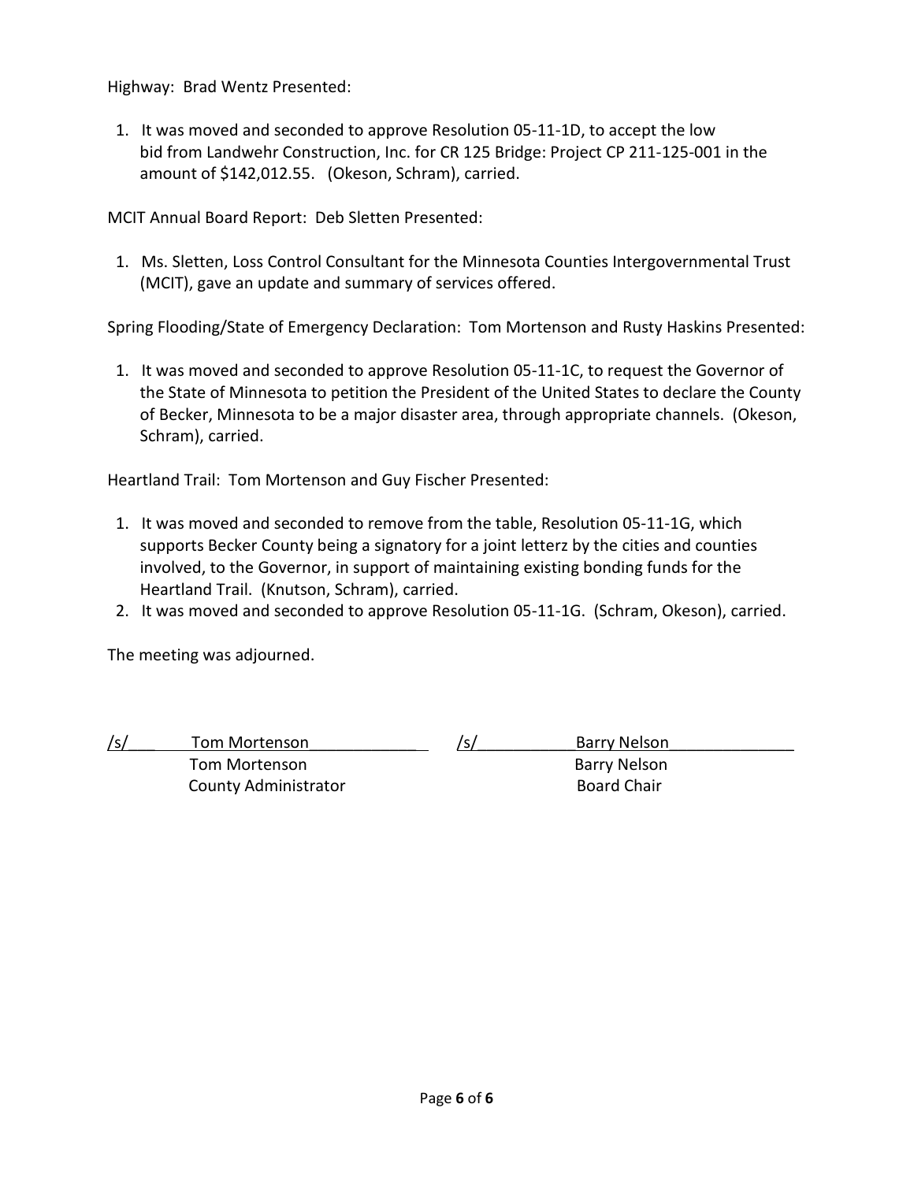Highway: Brad Wentz Presented:

1. It was moved and seconded to approve Resolution 05-11-1D, to accept the low bid from Landwehr Construction, Inc. for CR 125 Bridge: Project CP 211-125-001 in the amount of $142,012.55. (Okeson, Schram), carried.

MCIT Annual Board Report: Deb Sletten Presented:

1. Ms. Sletten, Loss Control Consultant for the Minnesota Counties Intergovernmental Trust (MCIT), gave an update and summary of services offered.

Spring Flooding/State of Emergency Declaration: Tom Mortenson and Rusty Haskins Presented:

1. It was moved and seconded to approve Resolution 05-11-1C, to request the Governor of the State of Minnesota to petition the President of the United States to declare the County of Becker, Minnesota to be a major disaster area, through appropriate channels. (Okeson, Schram), carried.

Heartland Trail: Tom Mortenson and Guy Fischer Presented:

1. It was moved and seconded to remove from the table, Resolution 05-11-1G, which supports Becker County being a signatory for a joint letterz by the cities and counties involved, to the Governor, in support of maintaining existing bonding funds for the Heartland Trail. (Knutson, Schram), carried.
2. It was moved and seconded to approve Resolution 05-11-1G. (Schram, Okeson), carried.

The meeting was adjourned.

/s/ Tom Mortenson
Tom Mortenson
County Administrator

/s/ Barry Nelson
Barry Nelson
Board Chair